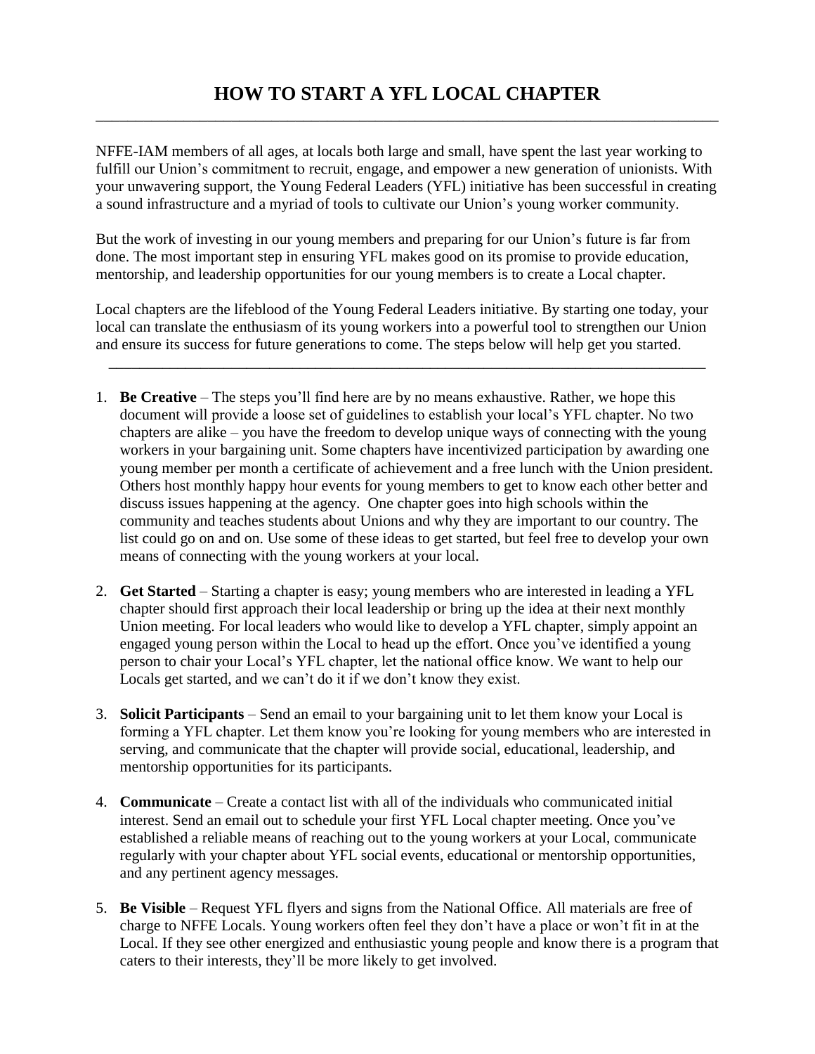# HOW TO START A YFL LOCAL CHAPTER

---

NFFE-IAM members of all ages, at locals both large and small, have spent the last year working to fulfill our Union's commitment to recruit, engage, and empower a new generation of unionists. With your unwavering support, the Young Federal Leaders (YFL) initiative has been successful in creating a sound infrastructure and a myriad of tools to cultivate our Union's young worker community.

But the work of investing in our young members and preparing for our Union's future is far from done. The most important step in ensuring YFL makes good on its promise to provide education, mentorship, and leadership opportunities for our young members is to create a Local chapter.

Local chapters are the lifeblood of the Young Federal Leaders initiative. By starting one today, your local can translate the enthusiasm of its young workers into a powerful tool to strengthen our Union and ensure its success for future generations to come. The steps below will help get you started.

---

1. **Be Creative** – The steps you'll find here are by no means exhaustive. Rather, we hope this document will provide a loose set of guidelines to establish your local's YFL chapter. No two chapters are alike – you have the freedom to develop unique ways of connecting with the young workers in your bargaining unit. Some chapters have incentivized participation by awarding one young member per month a certificate of achievement and a free lunch with the Union president. Others host monthly happy hour events for young members to get to know each other better and discuss issues happening at the agency. One chapter goes into high schools within the community and teaches students about Unions and why they are important to our country. The list could go on and on. Use some of these ideas to get started, but feel free to develop your own means of connecting with the young workers at your local.

2. **Get Started** – Starting a chapter is easy; young members who are interested in leading a YFL chapter should first approach their local leadership or bring up the idea at their next monthly Union meeting. For local leaders who would like to develop a YFL chapter, simply appoint an engaged young person within the Local to head up the effort. Once you've identified a young person to chair your Local's YFL chapter, let the national office know. We want to help our Locals get started, and we can't do it if we don't know they exist.

3. **Solicit Participants** – Send an email to your bargaining unit to let them know your Local is forming a YFL chapter. Let them know you're looking for young members who are interested in serving, and communicate that the chapter will provide social, educational, leadership, and mentorship opportunities for its participants.

4. **Communicate** – Create a contact list with all of the individuals who communicated initial interest. Send an email out to schedule your first YFL Local chapter meeting. Once you've established a reliable means of reaching out to the young workers at your Local, communicate regularly with your chapter about YFL social events, educational or mentorship opportunities, and any pertinent agency messages.

5. **Be Visible** – Request YFL flyers and signs from the National Office. All materials are free of charge to NFFE Locals. Young workers often feel they don't have a place or won't fit in at the Local. If they see other energized and enthusiastic young people and know there is a program that caters to their interests, they'll be more likely to get involved.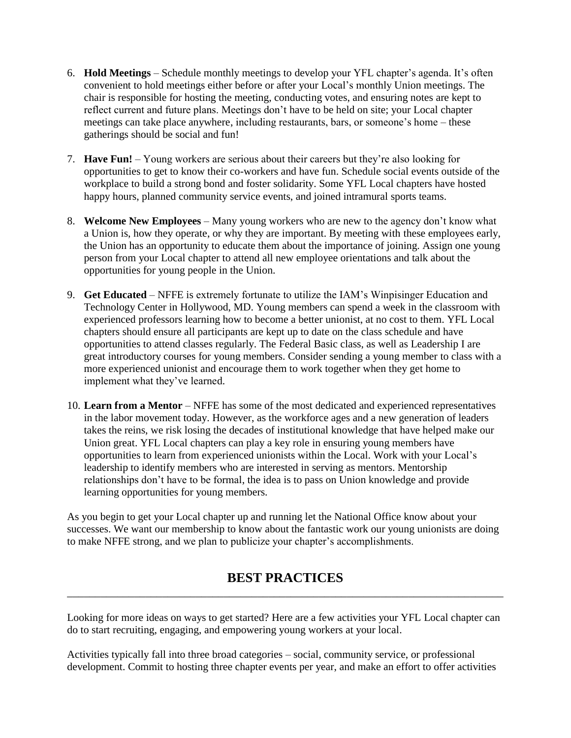6. **Hold Meetings** – Schedule monthly meetings to develop your YFL chapter's agenda. It's often convenient to hold meetings either before or after your Local's monthly Union meetings. The chair is responsible for hosting the meeting, conducting votes, and ensuring notes are kept to reflect current and future plans. Meetings don't have to be held on site; your Local chapter meetings can take place anywhere, including restaurants, bars, or someone's home – these gatherings should be social and fun!

7. **Have Fun!** – Young workers are serious about their careers but they're also looking for opportunities to get to know their co-workers and have fun. Schedule social events outside of the workplace to build a strong bond and foster solidarity. Some YFL Local chapters have hosted happy hours, planned community service events, and joined intramural sports teams.

8. **Welcome New Employees** – Many young workers who are new to the agency don't know what a Union is, how they operate, or why they are important. By meeting with these employees early, the Union has an opportunity to educate them about the importance of joining. Assign one young person from your Local chapter to attend all new employee orientations and talk about the opportunities for young people in the Union.

9. **Get Educated** – NFFE is extremely fortunate to utilize the IAM's Winpisinger Education and Technology Center in Hollywood, MD. Young members can spend a week in the classroom with experienced professors learning how to become a better unionist, at no cost to them. YFL Local chapters should ensure all participants are kept up to date on the class schedule and have opportunities to attend classes regularly. The Federal Basic class, as well as Leadership I are great introductory courses for young members. Consider sending a young member to class with a more experienced unionist and encourage them to work together when they get home to implement what they've learned.

10. **Learn from a Mentor** – NFFE has some of the most dedicated and experienced representatives in the labor movement today. However, as the workforce ages and a new generation of leaders takes the reins, we risk losing the decades of institutional knowledge that have helped make our Union great. YFL Local chapters can play a key role in ensuring young members have opportunities to learn from experienced unionists within the Local. Work with your Local's leadership to identify members who are interested in serving as mentors. Mentorship relationships don't have to be formal, the idea is to pass on Union knowledge and provide learning opportunities for young members.

As you begin to get your Local chapter up and running let the National Office know about your successes. We want our membership to know about the fantastic work our young unionists are doing to make NFFE strong, and we plan to publicize your chapter's accomplishments.

## BEST PRACTICES

Looking for more ideas on ways to get started? Here are a few activities your YFL Local chapter can do to start recruiting, engaging, and empowering young workers at your local.

Activities typically fall into three broad categories – social, community service, or professional development. Commit to hosting three chapter events per year, and make an effort to offer activities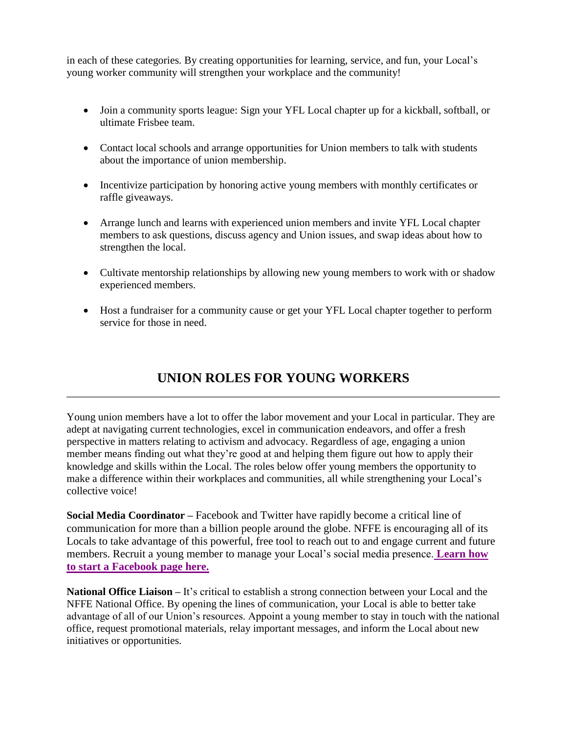in each of these categories. By creating opportunities for learning, service, and fun, your Local's young worker community will strengthen your workplace and the community!

- Join a community sports league: Sign your YFL Local chapter up for a kickball, softball, or ultimate Frisbee team.
- Contact local schools and arrange opportunities for Union members to talk with students about the importance of union membership.
- Incentivize participation by honoring active young members with monthly certificates or raffle giveaways.
- Arrange lunch and learns with experienced union members and invite YFL Local chapter members to ask questions, discuss agency and Union issues, and swap ideas about how to strengthen the local.
- Cultivate mentorship relationships by allowing new young members to work with or shadow experienced members.
- Host a fundraiser for a community cause or get your YFL Local chapter together to perform service for those in need.

## UNION ROLES FOR YOUNG WORKERS

---

Young union members have a lot to offer the labor movement and your Local in particular. They are adept at navigating current technologies, excel in communication endeavors, and offer a fresh perspective in matters relating to activism and advocacy. Regardless of age, engaging a union member means finding out what they're good at and helping them figure out how to apply their knowledge and skills within the Local. The roles below offer young members the opportunity to make a difference within their workplaces and communities, all while strengthening your Local's collective voice!

**Social Media Coordinator –** Facebook and Twitter have rapidly become a critical line of communication for more than a billion people around the globe. NFFE is encouraging all of its Locals to take advantage of this powerful, free tool to reach out to and engage current and future members. Recruit a young member to manage your Local's social media presence. **Learn how to start a Facebook page here.**

**National Office Liaison –** It's critical to establish a strong connection between your Local and the NFFE National Office. By opening the lines of communication, your Local is able to better take advantage of all of our Union's resources. Appoint a young member to stay in touch with the national office, request promotional materials, relay important messages, and inform the Local about new initiatives or opportunities.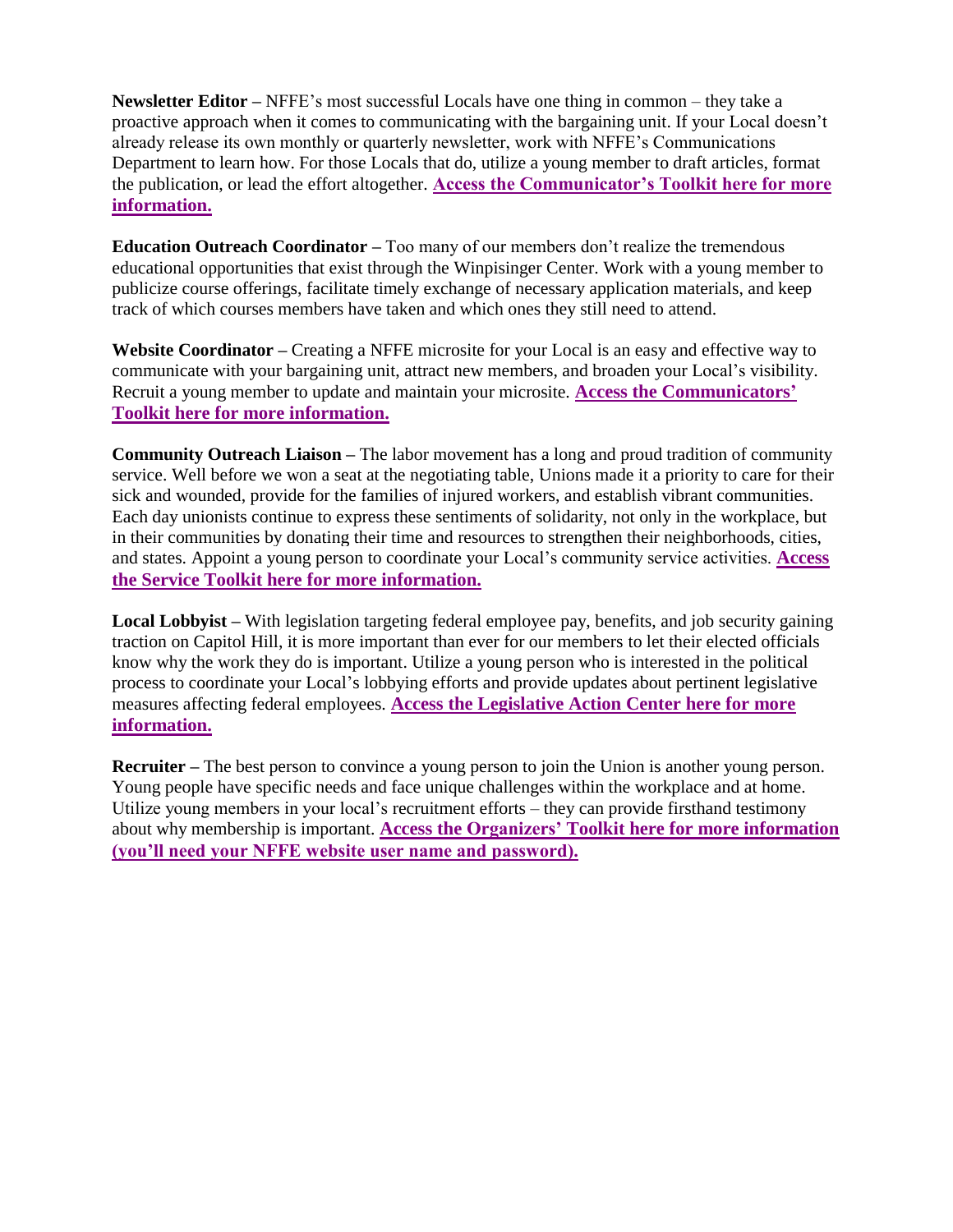**Newsletter Editor –** NFFE's most successful Locals have one thing in common – they take a proactive approach when it comes to communicating with the bargaining unit. If your Local doesn't already release its own monthly or quarterly newsletter, work with NFFE's Communications Department to learn how. For those Locals that do, utilize a young member to draft articles, format the publication, or lead the effort altogether. **Access the Communicator's Toolkit here for more information.**

**Education Outreach Coordinator –** Too many of our members don't realize the tremendous educational opportunities that exist through the Winpisinger Center. Work with a young member to publicize course offerings, facilitate timely exchange of necessary application materials, and keep track of which courses members have taken and which ones they still need to attend.

**Website Coordinator –** Creating a NFFE microsite for your Local is an easy and effective way to communicate with your bargaining unit, attract new members, and broaden your Local's visibility. Recruit a young member to update and maintain your microsite. **Access the Communicators' Toolkit here for more information.**

**Community Outreach Liaison –** The labor movement has a long and proud tradition of community service. Well before we won a seat at the negotiating table, Unions made it a priority to care for their sick and wounded, provide for the families of injured workers, and establish vibrant communities. Each day unionists continue to express these sentiments of solidarity, not only in the workplace, but in their communities by donating their time and resources to strengthen their neighborhoods, cities, and states. Appoint a young person to coordinate your Local's community service activities. **Access the Service Toolkit here for more information.**

**Local Lobbyist –** With legislation targeting federal employee pay, benefits, and job security gaining traction on Capitol Hill, it is more important than ever for our members to let their elected officials know why the work they do is important. Utilize a young person who is interested in the political process to coordinate your Local's lobbying efforts and provide updates about pertinent legislative measures affecting federal employees. **Access the Legislative Action Center here for more information.**

**Recruiter –** The best person to convince a young person to join the Union is another young person. Young people have specific needs and face unique challenges within the workplace and at home. Utilize young members in your local's recruitment efforts – they can provide firsthand testimony about why membership is important. **Access the Organizers' Toolkit here for more information (you'll need your NFFE website user name and password).**